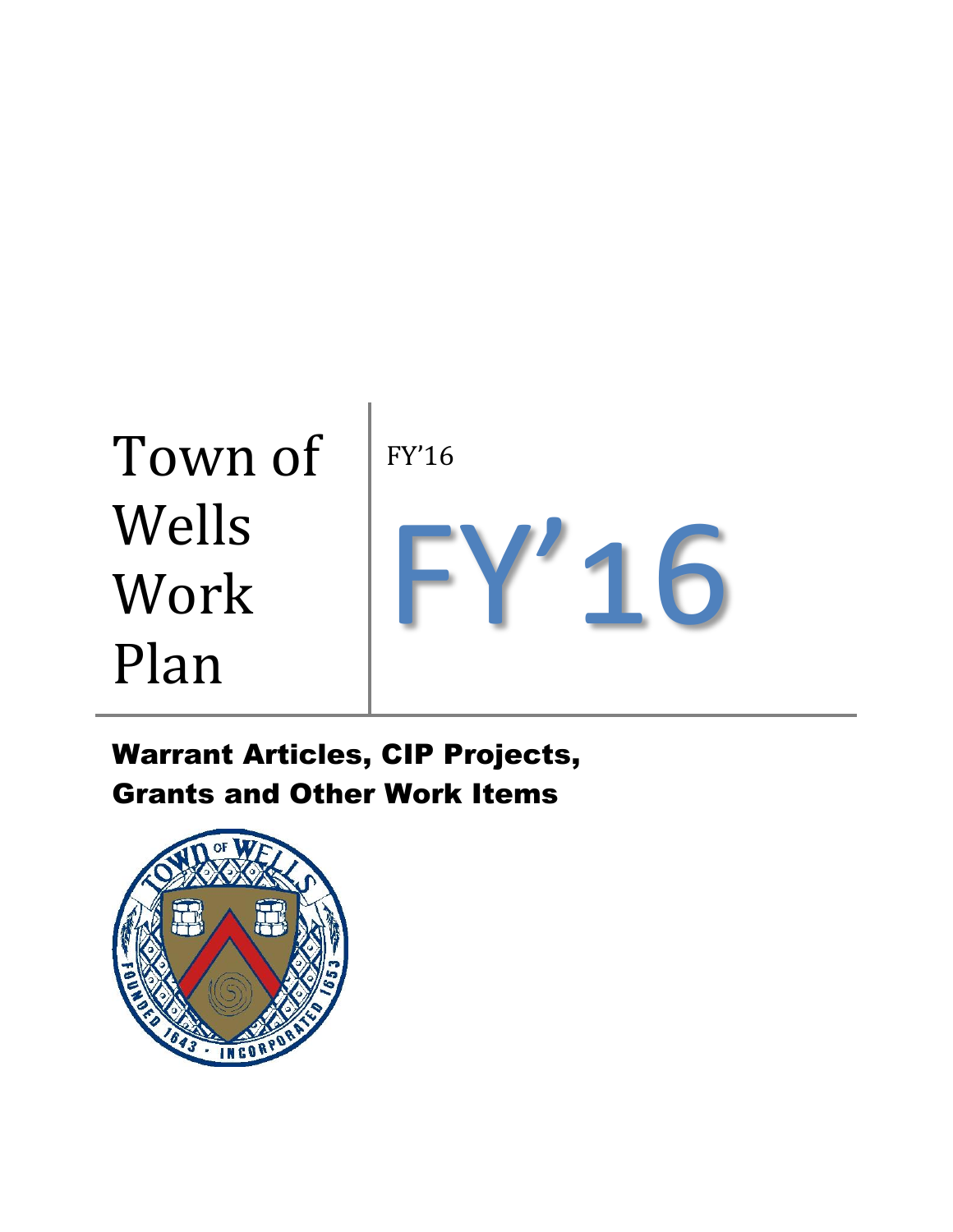# Town of Wells Work Plan

FY'16

# FY'16

## Warrant Articles, CIP Projects, Grants and Other Work Items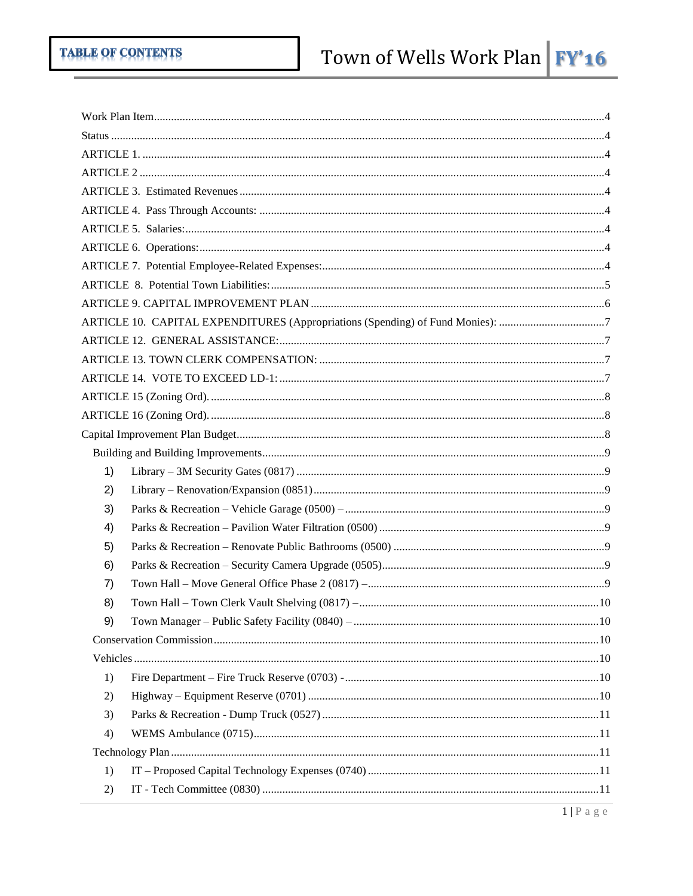# TABLE OF CONTENTS

Work Plan Item....4
Status....4
ARTICLE 1.....4
ARTICLE 2....4
ARTICLE 3. Estimated Revenues....4
ARTICLE 4. Pass Through Accounts:....4
ARTICLE 5. Salaries:....4
ARTICLE 6. Operations:....4
ARTICLE 7. Potential Employee-Related Expenses:....4
ARTICLE 8. Potential Town Liabilities:....5
ARTICLE 9. CAPITAL IMPROVEMENT PLAN....6
ARTICLE 10. CAPITAL EXPENDITURES (Appropriations (Spending) of Fund Monies):....7
ARTICLE 12. GENERAL ASSISTANCE:....7
ARTICLE 13. TOWN CLERK COMPENSATION:....7
ARTICLE 14. VOTE TO EXCEED LD-1:....7
ARTICLE 15 (Zoning Ord).....8
ARTICLE 16 (Zoning Ord).....8
Capital Improvement Plan Budget....8

- Building and Building Improvements....9
  1) Library – 3M Security Gates (0817)....9
  2) Library – Renovation/Expansion (0851)....9
  3) Parks & Recreation – Vehicle Garage (0500) –....9
  4) Parks & Recreation – Pavilion Water Filtration (0500)....9
  5) Parks & Recreation – Renovate Public Bathrooms (0500)....9
  6) Parks & Recreation – Security Camera Upgrade (0505)....9
  7) Town Hall – Move General Office Phase 2 (0817) –....9
  8) Town Hall – Town Clerk Vault Shelving (0817) –....10
  9) Town Manager – Public Safety Facility (0840) –....10
- Conservation Commission....10
- Vehicles....10
  1) Fire Department – Fire Truck Reserve (0703) -....10
  2) Highway – Equipment Reserve (0701)....10
  3) Parks & Recreation - Dump Truck (0527)....11
  4) WEMS Ambulance (0715)....11
- Technology Plan....11
  1) IT – Proposed Capital Technology Expenses (0740)....11
  2) IT - Tech Committee (0830)....11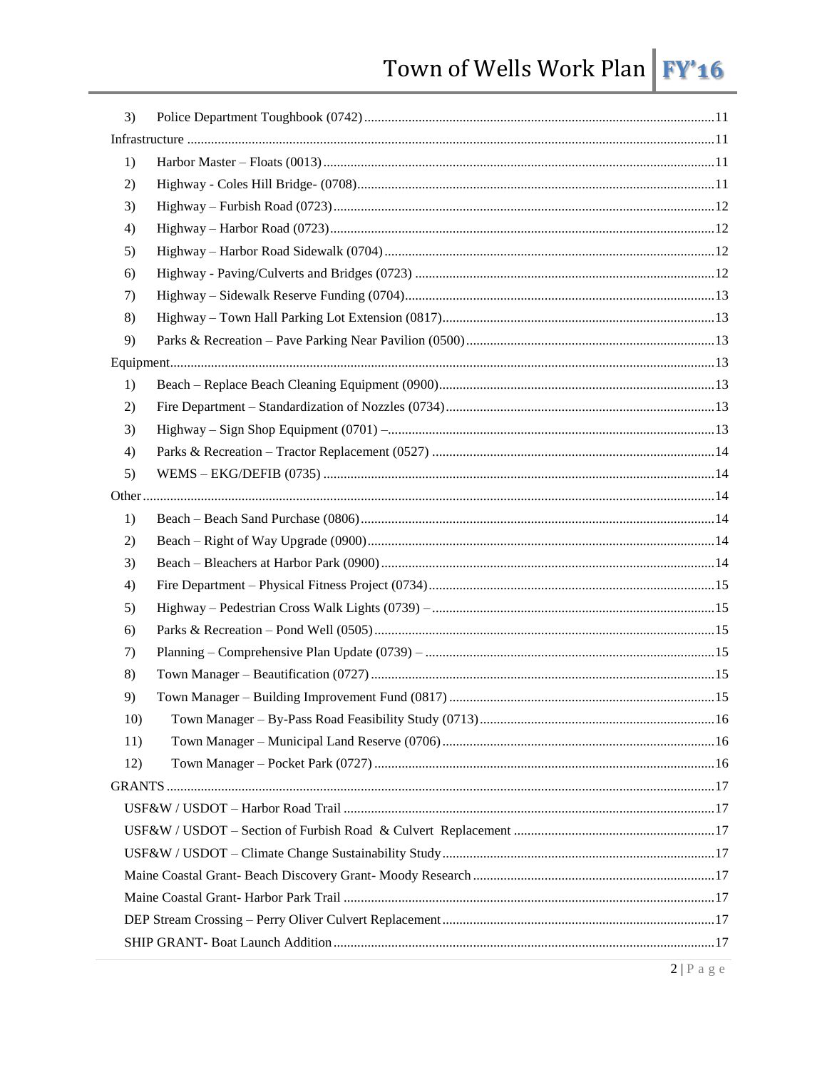3) Police Department Toughbook (0742) ...... 11

Infrastructure ...... 11

1) Harbor Master – Floats (0013) ...... 11
2) Highway - Coles Hill Bridge- (0708) ...... 11
3) Highway – Furbish Road (0723) ...... 12
4) Highway – Harbor Road (0723) ...... 12
5) Highway – Harbor Road Sidewalk (0704) ...... 12
6) Highway - Paving/Culverts and Bridges (0723) ...... 12
7) Highway – Sidewalk Reserve Funding (0704) ...... 13
8) Highway – Town Hall Parking Lot Extension (0817) ...... 13
9) Parks & Recreation – Pave Parking Near Pavilion (0500) ...... 13

Equipment ...... 13

1) Beach – Replace Beach Cleaning Equipment (0900) ...... 13
2) Fire Department – Standardization of Nozzles (0734) ...... 13
3) Highway – Sign Shop Equipment (0701) – ...... 13
4) Parks & Recreation – Tractor Replacement (0527) ...... 14
5) WEMS – EKG/DEFIB (0735) ...... 14

Other ...... 14

1) Beach – Beach Sand Purchase (0806) ...... 14
2) Beach – Right of Way Upgrade (0900) ...... 14
3) Beach – Bleachers at Harbor Park (0900) ...... 14
4) Fire Department – Physical Fitness Project (0734) ...... 15
5) Highway – Pedestrian Cross Walk Lights (0739) – ...... 15
6) Parks & Recreation – Pond Well (0505) ...... 15
7) Planning – Comprehensive Plan Update (0739) – ...... 15
8) Town Manager – Beautification (0727) ...... 15
9) Town Manager – Building Improvement Fund (0817) ...... 15
10) Town Manager – By-Pass Road Feasibility Study (0713) ...... 16
11) Town Manager – Municipal Land Reserve (0706) ...... 16
12) Town Manager – Pocket Park (0727) ...... 16

GRANTS ...... 17

USF&W / USDOT – Harbor Road Trail ...... 17

USF&W / USDOT – Section of Furbish Road & Culvert Replacement ...... 17

USF&W / USDOT – Climate Change Sustainability Study ...... 17

Maine Coastal Grant- Beach Discovery Grant- Moody Research ...... 17

Maine Coastal Grant- Harbor Park Trail ...... 17

DEP Stream Crossing – Perry Oliver Culvert Replacement ...... 17

SHIP GRANT- Boat Launch Addition ...... 17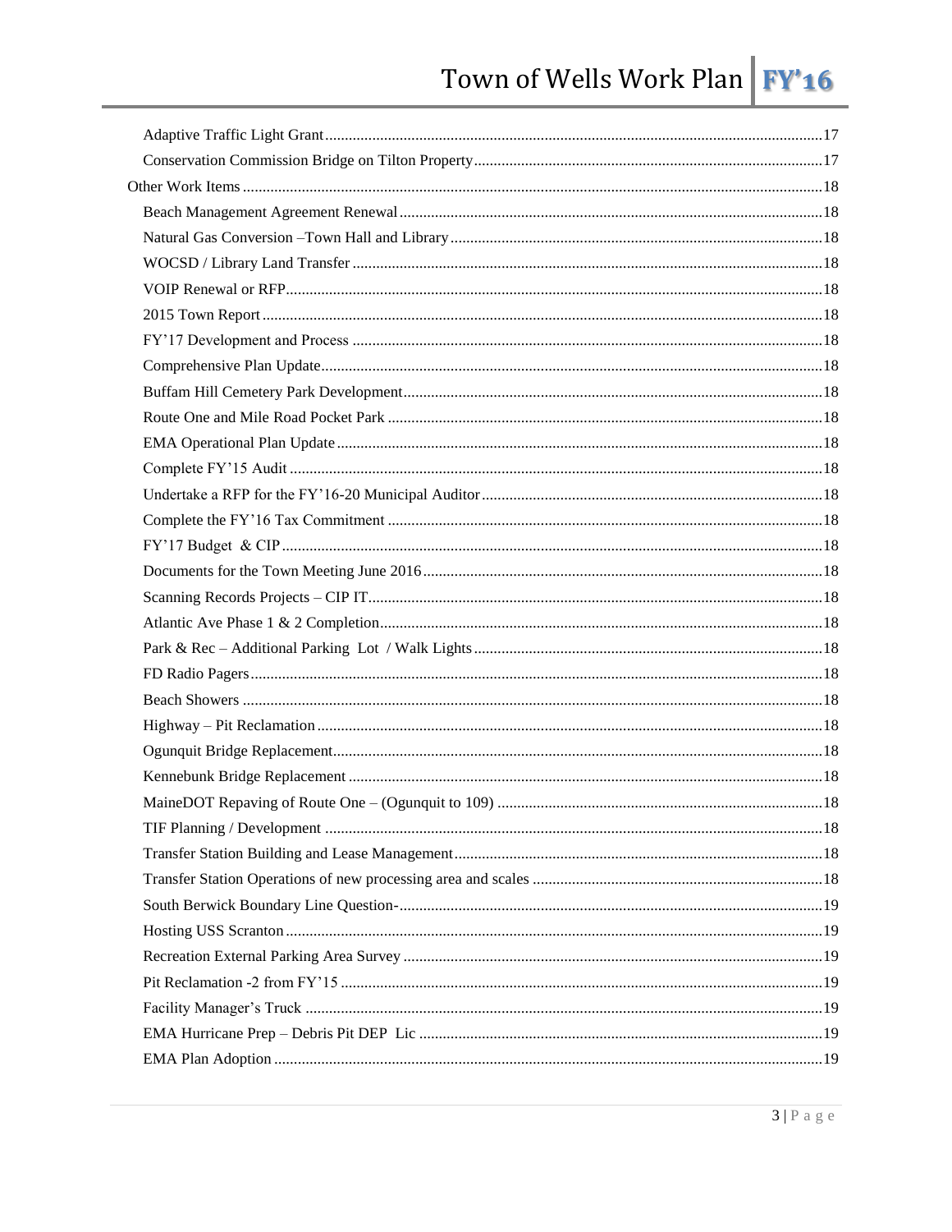Adaptive Traffic Light Grant.....17
Conservation Commission Bridge on Tilton Property.....17

Other Work Items.....18
Beach Management Agreement Renewal.....18
Natural Gas Conversion –Town Hall and Library.....18
WOCSD / Library Land Transfer.....18
VOIP Renewal or RFP.....18
2015 Town Report.....18
FY'17 Development and Process.....18
Comprehensive Plan Update.....18
Buffam Hill Cemetery Park Development.....18
Route One and Mile Road Pocket Park.....18
EMA Operational Plan Update.....18
Complete FY'15 Audit.....18
Undertake a RFP for the FY'16-20 Municipal Auditor.....18
Complete the FY'16 Tax Commitment.....18
FY'17 Budget & CIP.....18
Documents for the Town Meeting June 2016.....18
Scanning Records Projects – CIP IT.....18
Atlantic Ave Phase 1 & 2 Completion.....18
Park & Rec – Additional Parking Lot / Walk Lights.....18
FD Radio Pagers.....18
Beach Showers.....18
Highway – Pit Reclamation.....18
Ogunquit Bridge Replacement.....18
Kennebunk Bridge Replacement.....18
MaineDOT Repaving of Route One – (Ogunquit to 109).....18
TIF Planning / Development.....18
Transfer Station Building and Lease Management.....18
Transfer Station Operations of new processing area and scales.....18
South Berwick Boundary Line Question-.....19
Hosting USS Scranton.....19
Recreation External Parking Area Survey.....19
Pit Reclamation -2 from FY'15.....19
Facility Manager's Truck.....19
EMA Hurricane Prep – Debris Pit DEP Lic.....19
EMA Plan Adoption.....19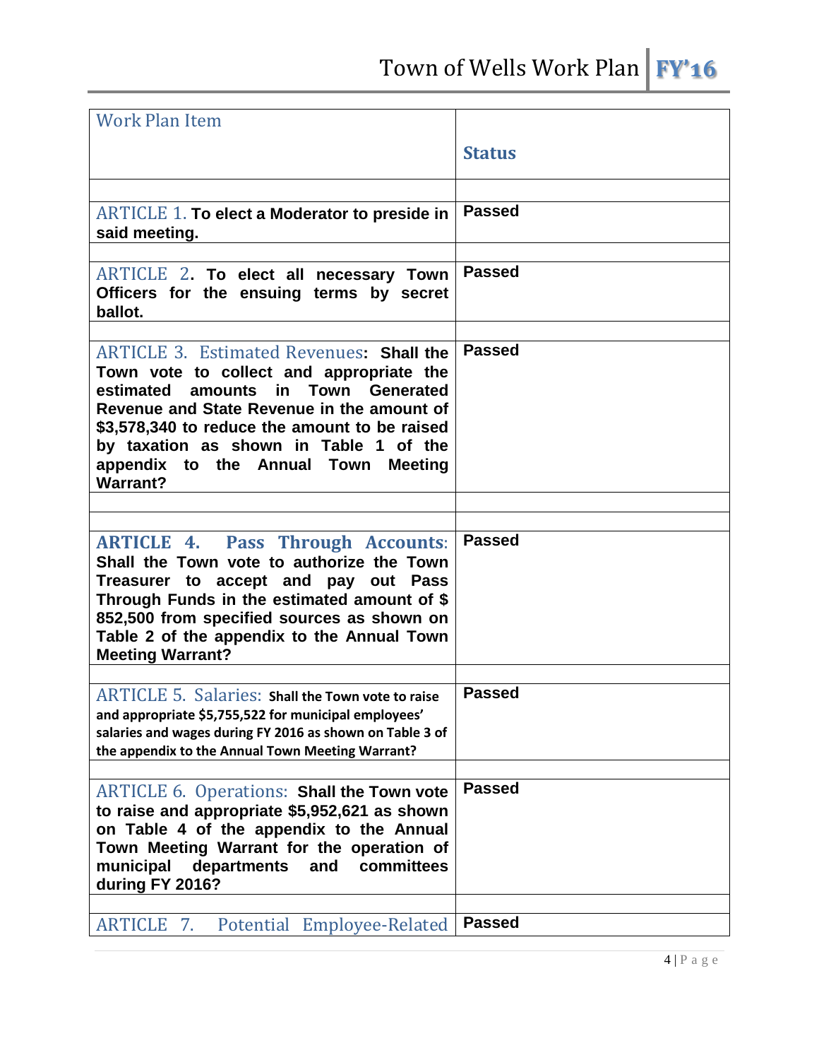| Work Plan Item | Status |
|---|---|
| | |
| ARTICLE 1. **To elect a Moderator to preside in said meeting.** | **Passed** |
| | |
| ARTICLE 2**. To elect all necessary Town Officers for the ensuing terms by secret ballot.** | **Passed** |
| | |
| ARTICLE 3. Estimated Revenues**: Shall the Town vote to collect and appropriate the estimated amounts in Town Generated Revenue and State Revenue in the amount of $3,578,340 to reduce the amount to be raised by taxation as shown in Table 1 of the appendix to the Annual Town Meeting Warrant?** | **Passed** |
| | |
| | |
| **ARTICLE 4. Pass Through Accounts**: **Shall the Town vote to authorize the Town Treasurer to accept and pay out Pass Through Funds in the estimated amount of $ 852,500 from specified sources as shown on Table 2 of the appendix to the Annual Town Meeting Warrant?** | **Passed** |
| | |
| ARTICLE 5. Salaries: **Shall the Town vote to raise and appropriate $5,755,522 for municipal employees' salaries and wages during FY 2016 as shown on Table 3 of the appendix to the Annual Town Meeting Warrant?** | **Passed** |
| | |
| ARTICLE 6. Operations: **Shall the Town vote to raise and appropriate $5,952,621 as shown on Table 4 of the appendix to the Annual Town Meeting Warrant for the operation of municipal departments and committees during FY 2016?** | **Passed** |
| | |
| ARTICLE 7. Potential Employee-Related | **Passed** |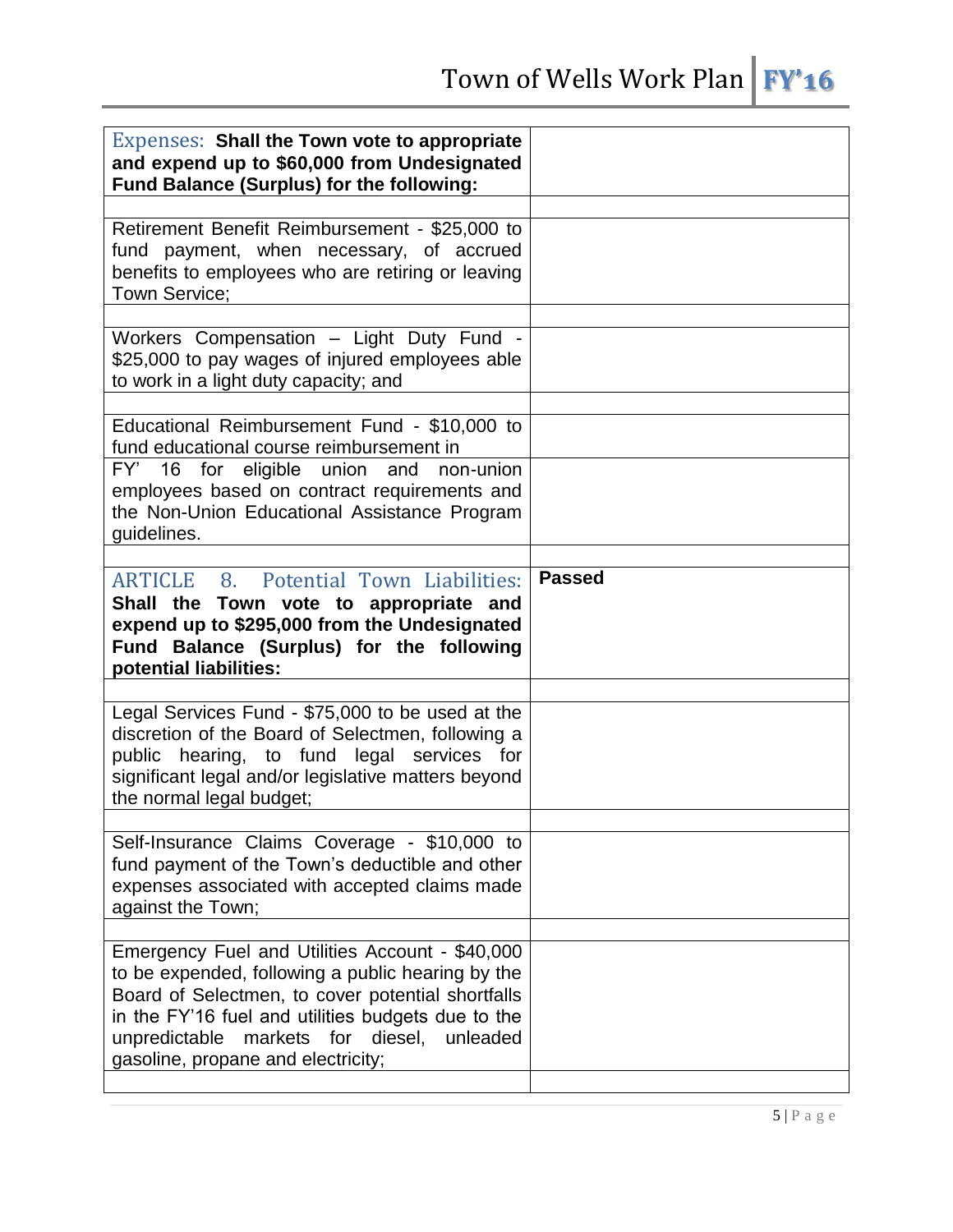| | |
|---|---|
| Expenses: **Shall the Town vote to appropriate and expend up to $60,000 from Undesignated Fund Balance (Surplus) for the following:** | |
| | |
| Retirement Benefit Reimbursement - $25,000 to fund payment, when necessary, of accrued benefits to employees who are retiring or leaving Town Service; | |
| | |
| Workers Compensation – Light Duty Fund - $25,000 to pay wages of injured employees able to work in a light duty capacity; and | |
| | |
| Educational Reimbursement Fund - $10,000 to fund educational course reimbursement in | |
| FY' 16 for eligible union and non-union employees based on contract requirements and the Non-Union Educational Assistance Program guidelines. | |
| | |
| ARTICLE 8. Potential Town Liabilities: **Shall the Town vote to appropriate and expend up to $295,000 from the Undesignated Fund Balance (Surplus) for the following potential liabilities:** | **Passed** |
| | |
| Legal Services Fund - $75,000 to be used at the discretion of the Board of Selectmen, following a public hearing, to fund legal services for significant legal and/or legislative matters beyond the normal legal budget; | |
| | |
| Self-Insurance Claims Coverage - $10,000 to fund payment of the Town's deductible and other expenses associated with accepted claims made against the Town; | |
| | |
| Emergency Fuel and Utilities Account - $40,000 to be expended, following a public hearing by the Board of Selectmen, to cover potential shortfalls in the FY'16 fuel and utilities budgets due to the unpredictable markets for diesel, unleaded gasoline, propane and electricity; | |
| | |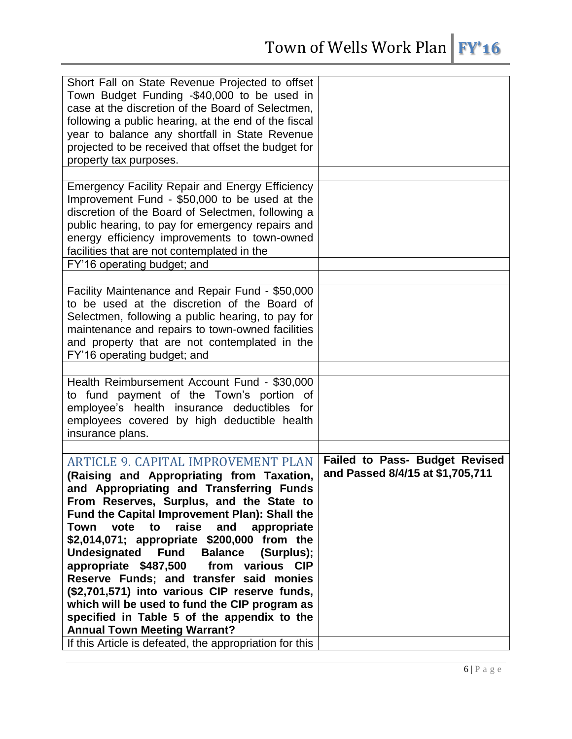| | |
|---|---|
| Short Fall on State Revenue Projected to offset Town Budget Funding -$40,000 to be used in case at the discretion of the Board of Selectmen, following a public hearing, at the end of the fiscal year to balance any shortfall in State Revenue projected to be received that offset the budget for property tax purposes. | |
| | |
| Emergency Facility Repair and Energy Efficiency Improvement Fund - $50,000 to be used at the discretion of the Board of Selectmen, following a public hearing, to pay for emergency repairs and energy efficiency improvements to town-owned facilities that are not contemplated in the | |
| FY'16 operating budget; and | |
| | |
| Facility Maintenance and Repair Fund - $50,000 to be used at the discretion of the Board of Selectmen, following a public hearing, to pay for maintenance and repairs to town-owned facilities and property that are not contemplated in the FY'16 operating budget; and | |
| | |
| Health Reimbursement Account Fund - $30,000 to fund payment of the Town's portion of employee's health insurance deductibles for employees covered by high deductible health insurance plans. | |
| | |
| ARTICLE 9. CAPITAL IMPROVEMENT PLAN **(Raising and Appropriating from Taxation, and Appropriating and Transferring Funds From Reserves, Surplus, and the State to Fund the Capital Improvement Plan): Shall the Town vote to raise and appropriate $2,014,071; appropriate $200,000 from the Undesignated Fund Balance (Surplus); appropriate $487,500 from various CIP Reserve Funds; and transfer said monies ($2,701,571) into various CIP reserve funds, which will be used to fund the CIP program as specified in Table 5 of the appendix to the Annual Town Meeting Warrant?** | **Failed to Pass- Budget Revised and Passed 8/4/15 at $1,705,711** |
| If this Article is defeated, the appropriation for this | |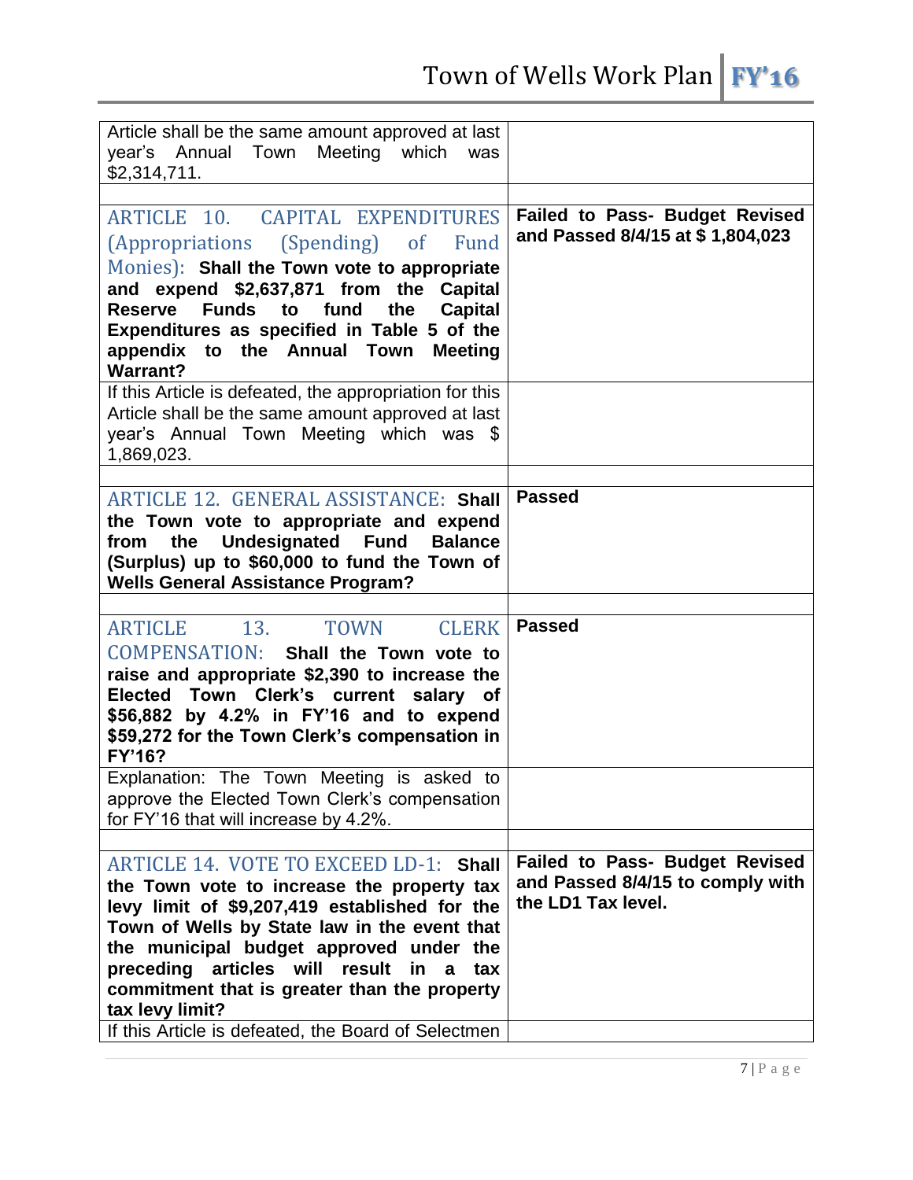| | |
|---|---|
| Article shall be the same amount approved at last year's Annual Town Meeting which was $2,314,711. | |
| | |
| ARTICLE 10. CAPITAL EXPENDITURES (Appropriations (Spending) of Fund Monies): **Shall the Town vote to appropriate and expend $2,637,871 from the Capital Reserve Funds to fund the Capital Expenditures as specified in Table 5 of the appendix to the Annual Town Meeting Warrant?** | **Failed to Pass- Budget Revised and Passed 8/4/15 at $ 1,804,023** |
| If this Article is defeated, the appropriation for this Article shall be the same amount approved at last year's Annual Town Meeting which was $ 1,869,023. | |
| | |
| ARTICLE 12. GENERAL ASSISTANCE: **Shall the Town vote to appropriate and expend from the Undesignated Fund Balance (Surplus) up to $60,000 to fund the Town of Wells General Assistance Program?** | **Passed** |
| | |
| ARTICLE 13. TOWN CLERK COMPENSATION: **Shall the Town vote to raise and appropriate $2,390 to increase the Elected Town Clerk's current salary of $56,882 by 4.2% in FY'16 and to expend $59,272 for the Town Clerk's compensation in FY'16?** | **Passed** |
| Explanation: The Town Meeting is asked to approve the Elected Town Clerk's compensation for FY'16 that will increase by 4.2%. | |
| | |
| ARTICLE 14. VOTE TO EXCEED LD-1: **Shall the Town vote to increase the property tax levy limit of $9,207,419 established for the Town of Wells by State law in the event that the municipal budget approved under the preceding articles will result in a tax commitment that is greater than the property tax levy limit?** | **Failed to Pass- Budget Revised and Passed 8/4/15 to comply with the LD1 Tax level.** |
| If this Article is defeated, the Board of Selectmen | |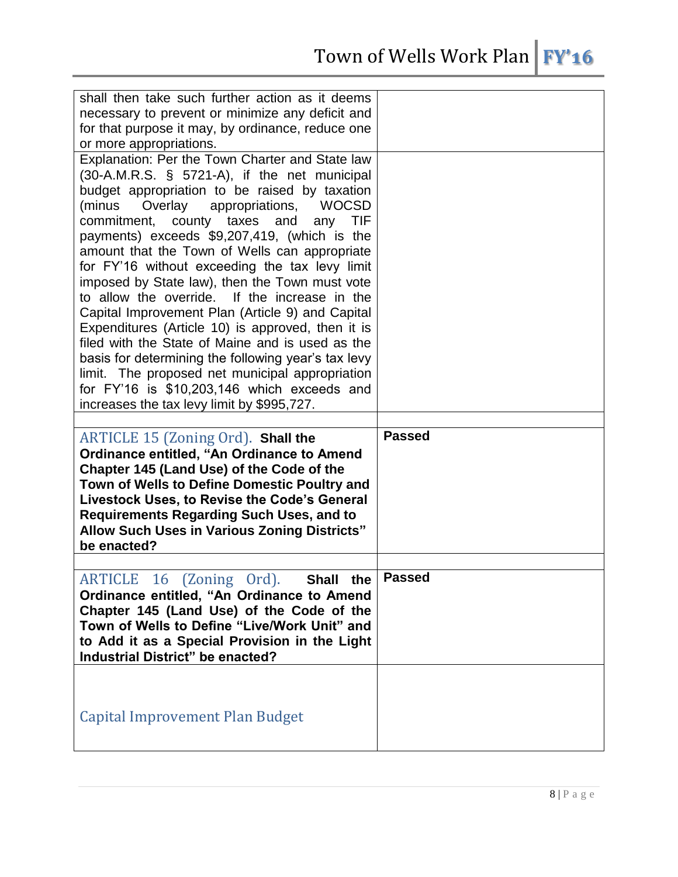| | |
|---|---|
| shall then take such further action as it deems necessary to prevent or minimize any deficit and for that purpose it may, by ordinance, reduce one or more appropriations. | |
| Explanation: Per the Town Charter and State law (30-A.M.R.S. § 5721-A), if the net municipal budget appropriation to be raised by taxation (minus Overlay appropriations, WOCSD commitment, county taxes and any TIF payments) exceeds $9,207,419, (which is the amount that the Town of Wells can appropriate for FY'16 without exceeding the tax levy limit imposed by State law), then the Town must vote to allow the override. If the increase in the Capital Improvement Plan (Article 9) and Capital Expenditures (Article 10) is approved, then it is filed with the State of Maine and is used as the basis for determining the following year's tax levy limit. The proposed net municipal appropriation for FY'16 is $10,203,146 which exceeds and increases the tax levy limit by $995,727. | |
| | |
| ARTICLE 15 (Zoning Ord). **Shall the Ordinance entitled, "An Ordinance to Amend Chapter 145 (Land Use) of the Code of the Town of Wells to Define Domestic Poultry and Livestock Uses, to Revise the Code's General Requirements Regarding Such Uses, and to Allow Such Uses in Various Zoning Districts" be enacted?** | **Passed** |
| | |
| ARTICLE 16 (Zoning Ord). **Shall the Ordinance entitled, "An Ordinance to Amend Chapter 145 (Land Use) of the Code of the Town of Wells to Define "Live/Work Unit" and to Add it as a Special Provision in the Light Industrial District" be enacted?** | **Passed** |
| Capital Improvement Plan Budget | |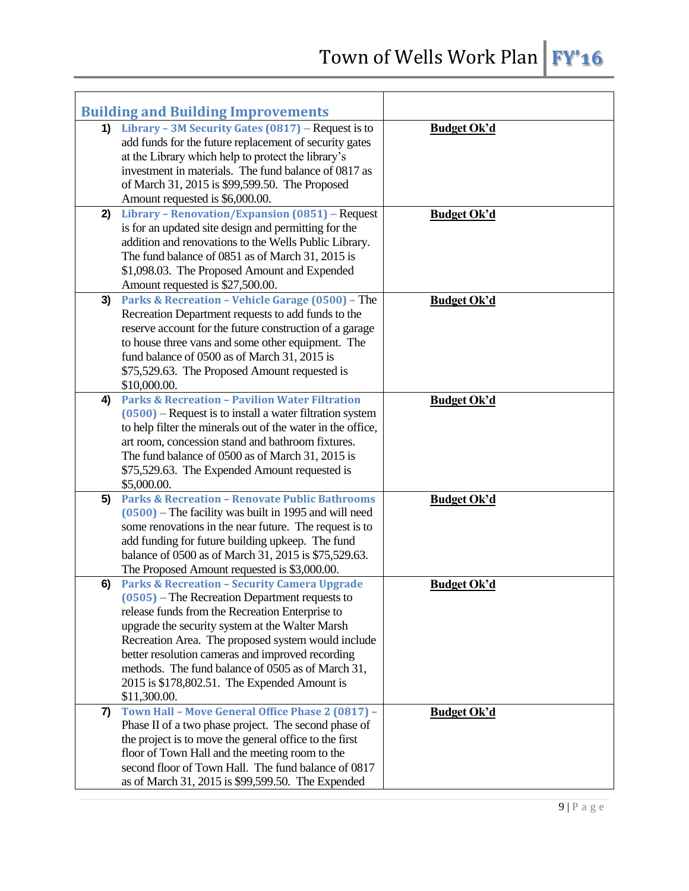| Building and Building Improvements | |
|---|---|
| 1) **Library – 3M Security Gates (0817)** – Request is to add funds for the future replacement of security gates at the Library which help to protect the library's investment in materials. The fund balance of 0817 as of March 31, 2015 is $99,599.50. The Proposed Amount requested is $6,000.00. | **Budget Ok'd** |
| 2) **Library – Renovation/Expansion (0851)** – Request is for an updated site design and permitting for the addition and renovations to the Wells Public Library. The fund balance of 0851 as of March 31, 2015 is $1,098.03. The Proposed Amount and Expended Amount requested is $27,500.00. | **Budget Ok'd** |
| 3) **Parks & Recreation – Vehicle Garage (0500)** – The Recreation Department requests to add funds to the reserve account for the future construction of a garage to house three vans and some other equipment. The fund balance of 0500 as of March 31, 2015 is $75,529.63. The Proposed Amount requested is $10,000.00. | **Budget Ok'd** |
| 4) **Parks & Recreation – Pavilion Water Filtration (0500)** – Request is to install a water filtration system to help filter the minerals out of the water in the office, art room, concession stand and bathroom fixtures. The fund balance of 0500 as of March 31, 2015 is $75,529.63. The Expended Amount requested is $5,000.00. | **Budget Ok'd** |
| 5) **Parks & Recreation – Renovate Public Bathrooms (0500)** – The facility was built in 1995 and will need some renovations in the near future. The request is to add funding for future building upkeep. The fund balance of 0500 as of March 31, 2015 is $75,529.63. The Proposed Amount requested is $3,000.00. | **Budget Ok'd** |
| 6) **Parks & Recreation – Security Camera Upgrade (0505)** – The Recreation Department requests to release funds from the Recreation Enterprise to upgrade the security system at the Walter Marsh Recreation Area. The proposed system would include better resolution cameras and improved recording methods. The fund balance of 0505 as of March 31, 2015 is $178,802.51. The Expended Amount is $11,300.00. | **Budget Ok'd** |
| 7) **Town Hall – Move General Office Phase 2 (0817)** – Phase II of a two phase project. The second phase of the project is to move the general office to the first floor of Town Hall and the meeting room to the second floor of Town Hall. The fund balance of 0817 as of March 31, 2015 is $99,599.50. The Expended | **Budget Ok'd** |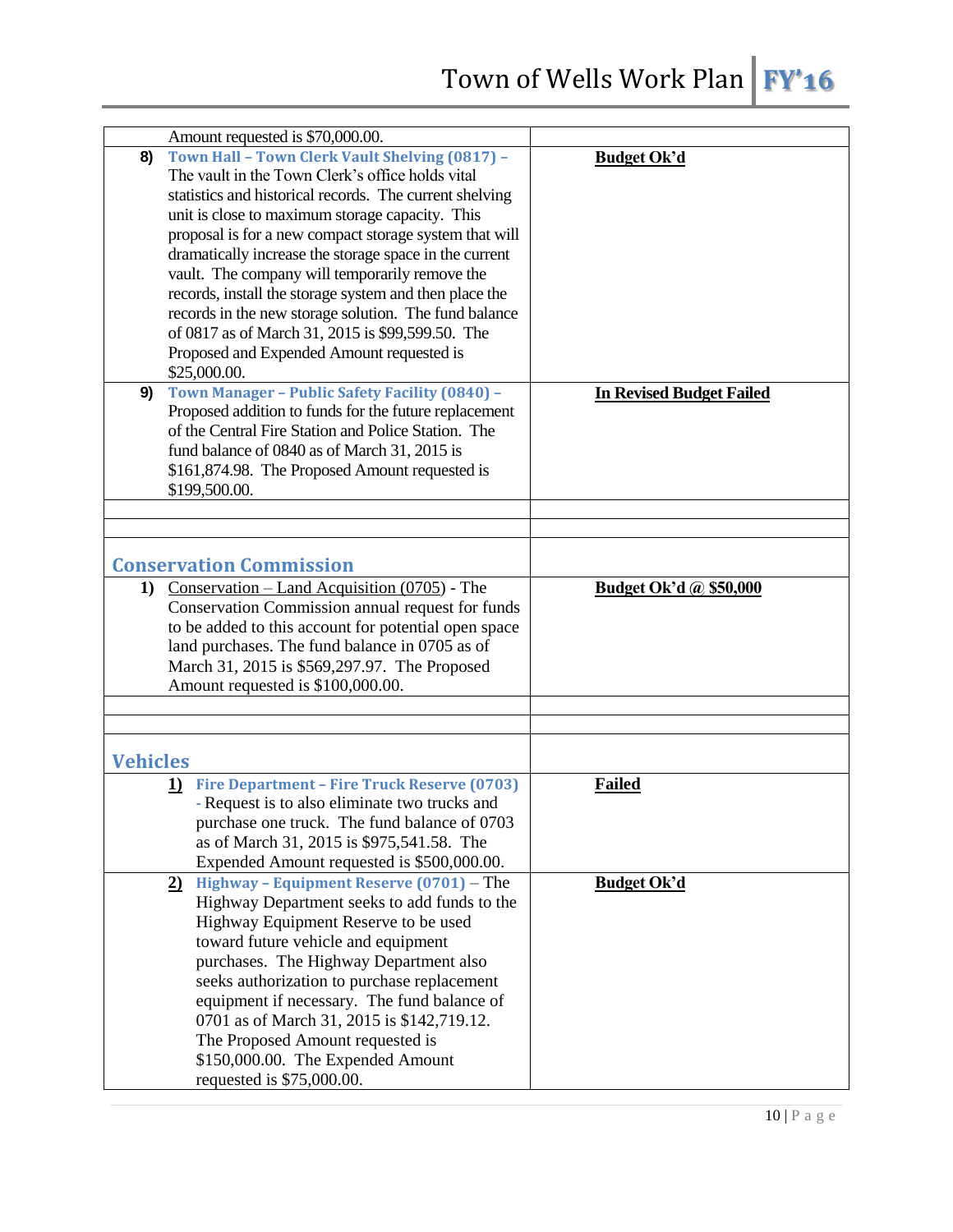| | |
|---|---|
| Amount requested is $70,000.00. | |
| **8)** **Town Hall – Town Clerk Vault Shelving (0817) –** The vault in the Town Clerk's office holds vital statistics and historical records. The current shelving unit is close to maximum storage capacity. This proposal is for a new compact storage system that will dramatically increase the storage space in the current vault. The company will temporarily remove the records, install the storage system and then place the records in the new storage solution. The fund balance of 0817 as of March 31, 2015 is $99,599.50. The Proposed and Expended Amount requested is $25,000.00. | **Budget Ok'd** |
| **9)** **Town Manager – Public Safety Facility (0840) –** Proposed addition to funds for the future replacement of the Central Fire Station and Police Station. The fund balance of 0840 as of March 31, 2015 is $161,874.98. The Proposed Amount requested is $199,500.00. | **In Revised Budget Failed** |
| | |
| | |
| **Conservation Commission** | |
| **1)** Conservation – Land Acquisition (0705) - The Conservation Commission annual request for funds to be added to this account for potential open space land purchases. The fund balance in 0705 as of March 31, 2015 is $569,297.97. The Proposed Amount requested is $100,000.00. | **Budget Ok'd @ $50,000** |
| | |
| | |
| **Vehicles** | |
| **1)** **Fire Department – Fire Truck Reserve (0703)** - Request is to also eliminate two trucks and purchase one truck. The fund balance of 0703 as of March 31, 2015 is $975,541.58. The Expended Amount requested is $500,000.00. | **Failed** |
| **2)** **Highway – Equipment Reserve (0701)** – The Highway Department seeks to add funds to the Highway Equipment Reserve to be used toward future vehicle and equipment purchases. The Highway Department also seeks authorization to purchase replacement equipment if necessary. The fund balance of 0701 as of March 31, 2015 is $142,719.12. The Proposed Amount requested is $150,000.00. The Expended Amount requested is $75,000.00. | **Budget Ok'd** |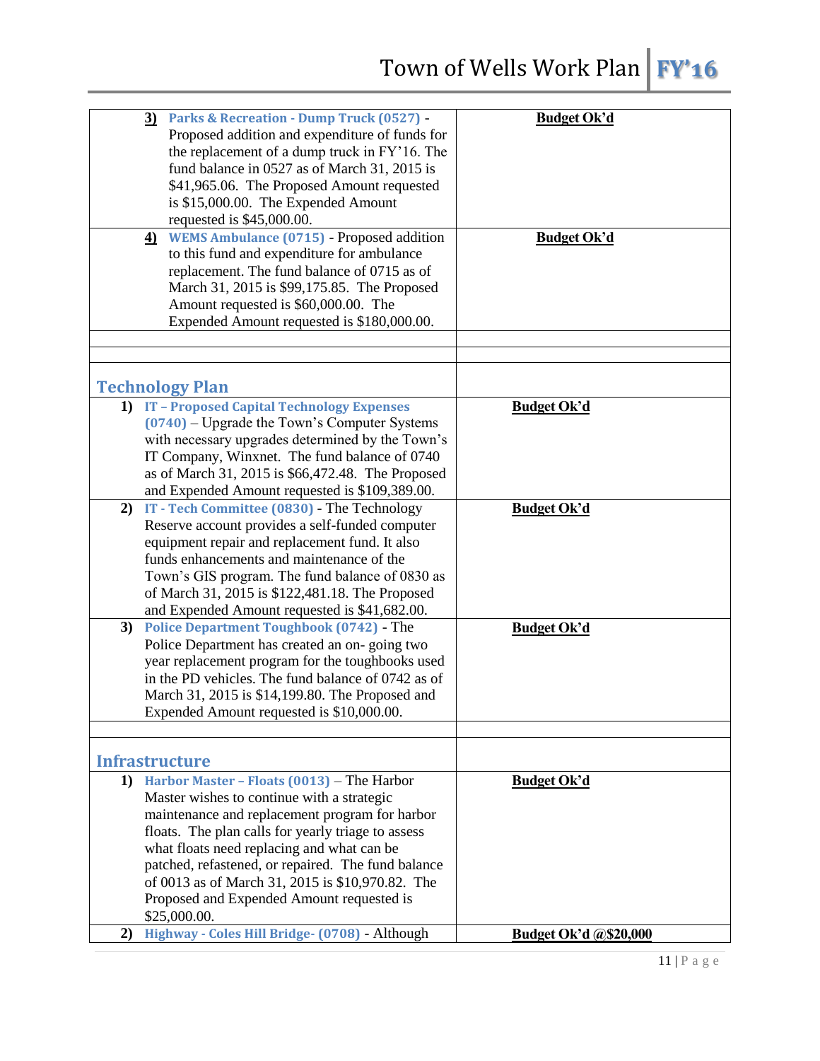| | |
|---|---|
| **3)** **Parks & Recreation - Dump Truck (0527)** - Proposed addition and expenditure of funds for the replacement of a dump truck in FY'16. The fund balance in 0527 as of March 31, 2015 is $41,965.06. The Proposed Amount requested is $15,000.00. The Expended Amount requested is $45,000.00. | **Budget Ok'd** |
| **4)** **WEMS Ambulance (0715)** - Proposed addition to this fund and expenditure for ambulance replacement. The fund balance of 0715 as of March 31, 2015 is $99,175.85. The Proposed Amount requested is $60,000.00. The Expended Amount requested is $180,000.00. | **Budget Ok'd** |
| | |
| | |
| **Technology Plan** | |
| **1)** **IT – Proposed Capital Technology Expenses (0740)** – Upgrade the Town's Computer Systems with necessary upgrades determined by the Town's IT Company, Winxnet. The fund balance of 0740 as of March 31, 2015 is $66,472.48. The Proposed and Expended Amount requested is $109,389.00. | **Budget Ok'd** |
| **2)** **IT - Tech Committee (0830)** - The Technology Reserve account provides a self-funded computer equipment repair and replacement fund. It also funds enhancements and maintenance of the Town's GIS program. The fund balance of 0830 as of March 31, 2015 is $122,481.18. The Proposed and Expended Amount requested is $41,682.00. | **Budget Ok'd** |
| **3)** **Police Department Toughbook (0742)** - The Police Department has created an on- going two year replacement program for the toughbooks used in the PD vehicles. The fund balance of 0742 as of March 31, 2015 is $14,199.80. The Proposed and Expended Amount requested is $10,000.00. | **Budget Ok'd** |
| | |
| **Infrastructure** | |
| **1)** **Harbor Master – Floats (0013)** – The Harbor Master wishes to continue with a strategic maintenance and replacement program for harbor floats. The plan calls for yearly triage to assess what floats need replacing and what can be patched, refastened, or repaired. The fund balance of 0013 as of March 31, 2015 is $10,970.82. The Proposed and Expended Amount requested is $25,000.00. | **Budget Ok'd** |
| **2)** **Highway - Coles Hill Bridge- (0708)** - Although | **Budget Ok'd @$20,000** |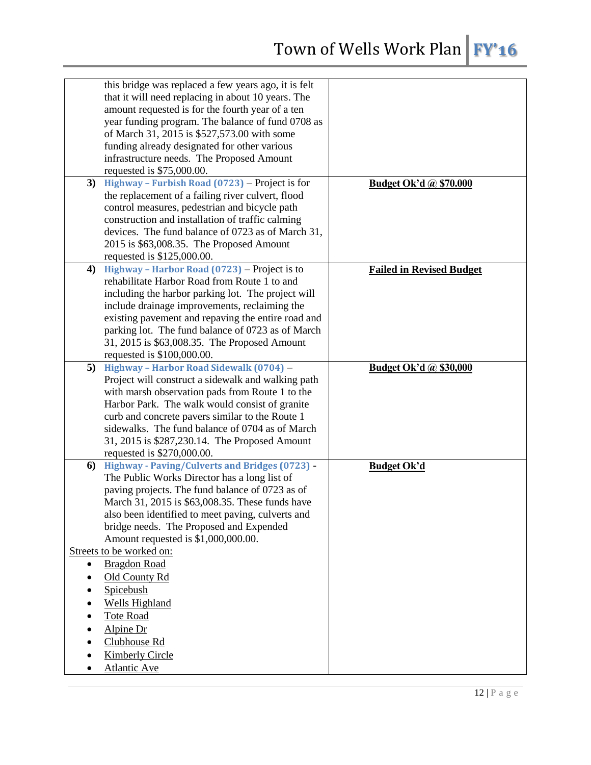| | |
|---|---|
| this bridge was replaced a few years ago, it is felt that it will need replacing in about 10 years. The amount requested is for the fourth year of a ten year funding program. The balance of fund 0708 as of March 31, 2015 is $527,573.00 with some funding already designated for other various infrastructure needs. The Proposed Amount requested is $75,000.00. | |
| **3)** **Highway – Furbish Road (0723)** – Project is for the replacement of a failing river culvert, flood control measures, pedestrian and bicycle path construction and installation of traffic calming devices. The fund balance of 0723 as of March 31, 2015 is $63,008.35. The Proposed Amount requested is $125,000.00. | **Budget Ok'd @ $70.000** |
| **4)** **Highway – Harbor Road (0723)** – Project is to rehabilitate Harbor Road from Route 1 to and including the harbor parking lot. The project will include drainage improvements, reclaiming the existing pavement and repaving the entire road and parking lot. The fund balance of 0723 as of March 31, 2015 is $63,008.35. The Proposed Amount requested is $100,000.00. | **Failed in Revised Budget** |
| **5)** **Highway – Harbor Road Sidewalk (0704)** – Project will construct a sidewalk and walking path with marsh observation pads from Route 1 to the Harbor Park. The walk would consist of granite curb and concrete pavers similar to the Route 1 sidewalks. The fund balance of 0704 as of March 31, 2015 is $287,230.14. The Proposed Amount requested is $270,000.00. | **Budget Ok'd @ $30,000** |
| **6)** **Highway - Paving/Culverts and Bridges (0723)** - The Public Works Director has a long list of paving projects. The fund balance of 0723 as of March 31, 2015 is $63,008.35. These funds have also been identified to meet paving, culverts and bridge needs. The Proposed and Expended Amount requested is $1,000,000.00. <br> Streets to be worked on: <br> • Bragdon Road <br> • Old County Rd <br> • Spicebush <br> • Wells Highland <br> • Tote Road <br> • Alpine Dr <br> • Clubhouse Rd <br> • Kimberly Circle <br> • Atlantic Ave | **Budget Ok'd** |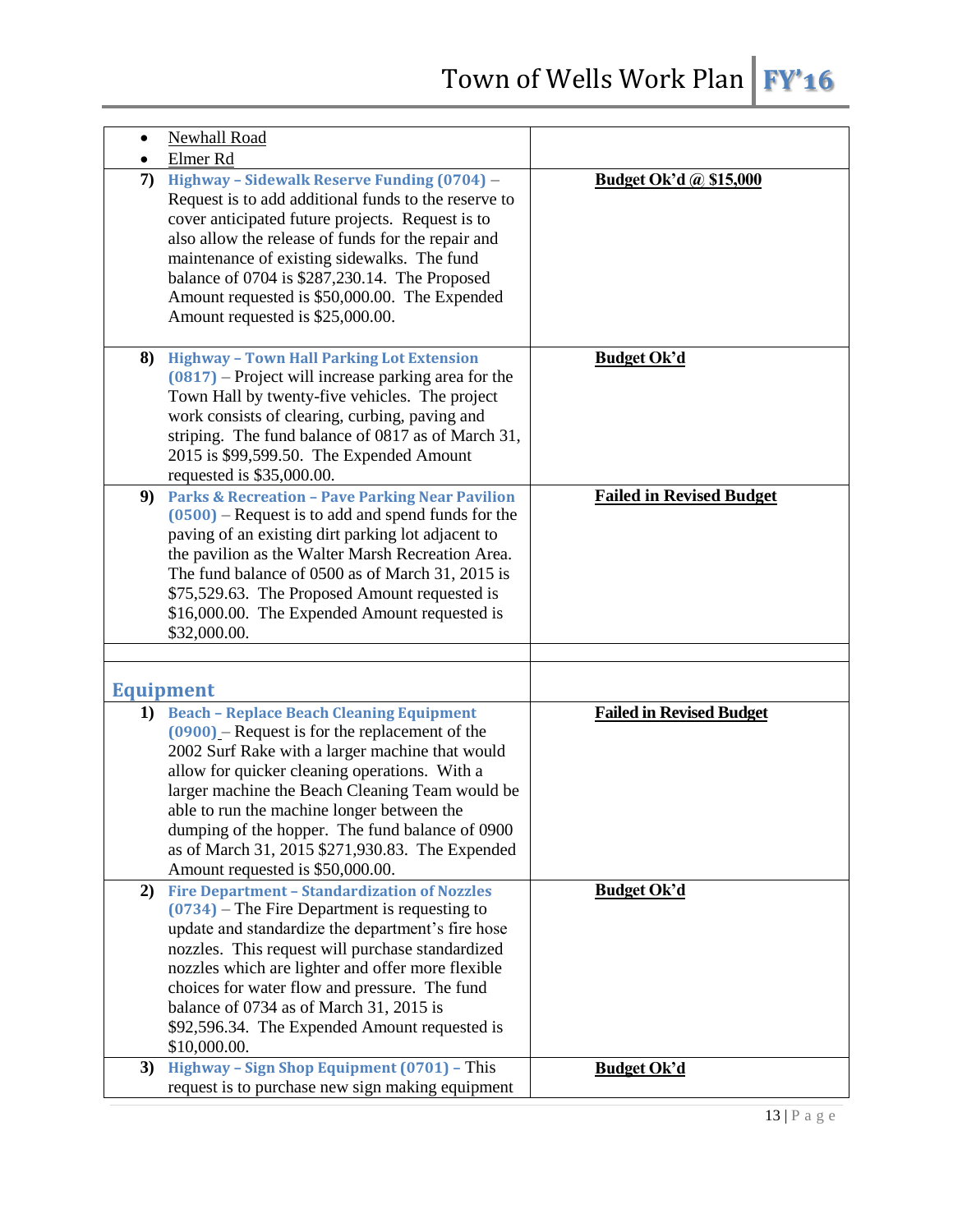| | |
|---|---|
| • Newhall Road<br>• Elmer Rd | |
| **7) Highway – Sidewalk Reserve Funding (0704) –** Request is to add additional funds to the reserve to cover anticipated future projects. Request is to also allow the release of funds for the repair and maintenance of existing sidewalks. The fund balance of 0704 is $287,230.14. The Proposed Amount requested is $50,000.00. The Expended Amount requested is $25,000.00. | **Budget Ok'd @ $15,000** |
| **8) Highway – Town Hall Parking Lot Extension (0817)** – Project will increase parking area for the Town Hall by twenty-five vehicles. The project work consists of clearing, curbing, paving and striping. The fund balance of 0817 as of March 31, 2015 is $99,599.50. The Expended Amount requested is $35,000.00. | **Budget Ok'd** |
| **9) Parks & Recreation – Pave Parking Near Pavilion (0500)** – Request is to add and spend funds for the paving of an existing dirt parking lot adjacent to the pavilion as the Walter Marsh Recreation Area. The fund balance of 0500 as of March 31, 2015 is $75,529.63. The Proposed Amount requested is $16,000.00. The Expended Amount requested is $32,000.00. | **Failed in Revised Budget** |
| | |
| **Equipment** | |
| **1) Beach – Replace Beach Cleaning Equipment (0900)** – Request is for the replacement of the 2002 Surf Rake with a larger machine that would allow for quicker cleaning operations. With a larger machine the Beach Cleaning Team would be able to run the machine longer between the dumping of the hopper. The fund balance of 0900 as of March 31, 2015 $271,930.83. The Expended Amount requested is $50,000.00. | **Failed in Revised Budget** |
| **2) Fire Department – Standardization of Nozzles (0734)** – The Fire Department is requesting to update and standardize the department's fire hose nozzles. This request will purchase standardized nozzles which are lighter and offer more flexible choices for water flow and pressure. The fund balance of 0734 as of March 31, 2015 is $92,596.34. The Expended Amount requested is $10,000.00. | **Budget Ok'd** |
| **3) Highway – Sign Shop Equipment (0701)** – This request is to purchase new sign making equipment | **Budget Ok'd** |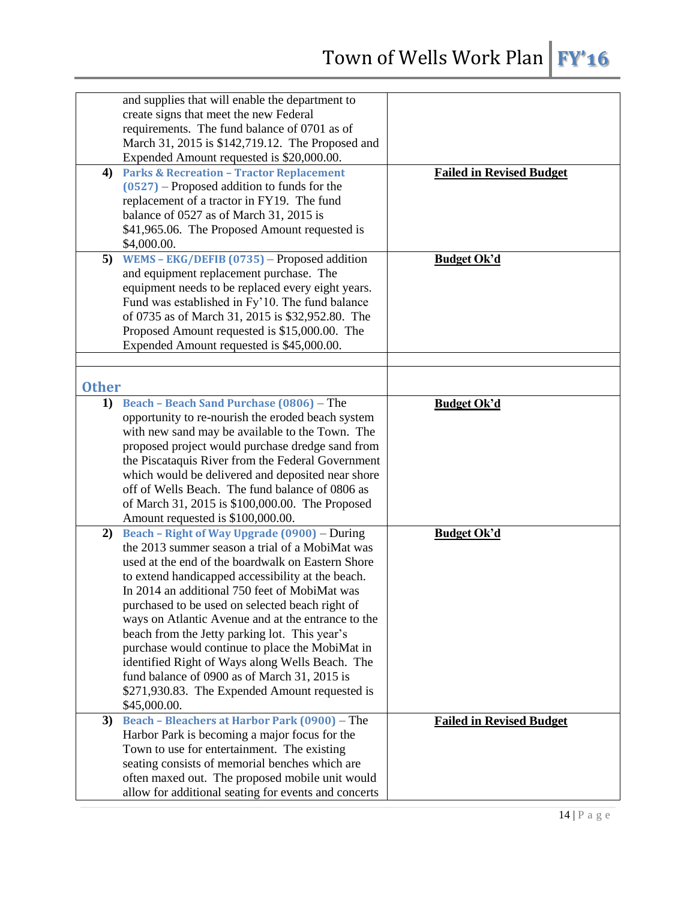| | |
|---|---|
| and supplies that will enable the department to create signs that meet the new Federal requirements. The fund balance of 0701 as of March 31, 2015 is $142,719.12. The Proposed and Expended Amount requested is $20,000.00. | |
| **4) Parks & Recreation – Tractor Replacement (0527)** – Proposed addition to funds for the replacement of a tractor in FY19. The fund balance of 0527 as of March 31, 2015 is $41,965.06. The Proposed Amount requested is $4,000.00. | **Failed in Revised Budget** |
| **5) WEMS – EKG/DEFIB (0735)** – Proposed addition and equipment replacement purchase. The equipment needs to be replaced every eight years. Fund was established in Fy'10. The fund balance of 0735 as of March 31, 2015 is $32,952.80. The Proposed Amount requested is $15,000.00. The Expended Amount requested is $45,000.00. | **Budget Ok'd** |
| | |
| **Other** | |
| **1) Beach – Beach Sand Purchase (0806)** – The opportunity to re-nourish the eroded beach system with new sand may be available to the Town. The proposed project would purchase dredge sand from the Piscataquis River from the Federal Government which would be delivered and deposited near shore off of Wells Beach. The fund balance of 0806 as of March 31, 2015 is $100,000.00. The Proposed Amount requested is $100,000.00. | **Budget Ok'd** |
| **2) Beach – Right of Way Upgrade (0900)** – During the 2013 summer season a trial of a MobiMat was used at the end of the boardwalk on Eastern Shore to extend handicapped accessibility at the beach. In 2014 an additional 750 feet of MobiMat was purchased to be used on selected beach right of ways on Atlantic Avenue and at the entrance to the beach from the Jetty parking lot. This year's purchase would continue to place the MobiMat in identified Right of Ways along Wells Beach. The fund balance of 0900 as of March 31, 2015 is $271,930.83. The Expended Amount requested is $45,000.00. | **Budget Ok'd** |
| **3) Beach – Bleachers at Harbor Park (0900)** – The Harbor Park is becoming a major focus for the Town to use for entertainment. The existing seating consists of memorial benches which are often maxed out. The proposed mobile unit would allow for additional seating for events and concerts | **Failed in Revised Budget** |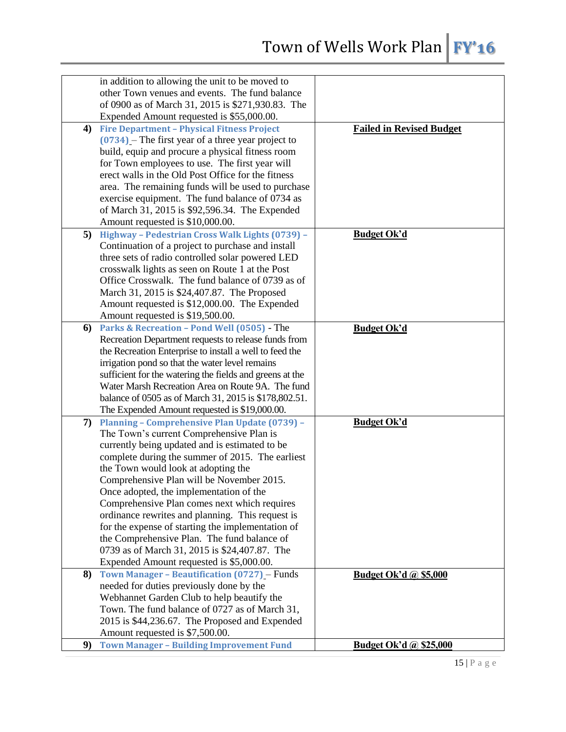| | | |
|---|---|---|
| | in addition to allowing the unit to be moved to other Town venues and events. The fund balance of 0900 as of March 31, 2015 is $271,930.83. The Expended Amount requested is $55,000.00. | |
| **4)** | **Fire Department – Physical Fitness Project (0734)** – The first year of a three year project to build, equip and procure a physical fitness room for Town employees to use. The first year will erect walls in the Old Post Office for the fitness area. The remaining funds will be used to purchase exercise equipment. The fund balance of 0734 as of March 31, 2015 is $92,596.34. The Expended Amount requested is $10,000.00. | **Failed in Revised Budget** |
| **5)** | **Highway – Pedestrian Cross Walk Lights (0739)** – Continuation of a project to purchase and install three sets of radio controlled solar powered LED crosswalk lights as seen on Route 1 at the Post Office Crosswalk. The fund balance of 0739 as of March 31, 2015 is $24,407.87. The Proposed Amount requested is $12,000.00. The Expended Amount requested is $19,500.00. | **Budget Ok'd** |
| **6)** | **Parks & Recreation – Pond Well (0505)** - The Recreation Department requests to release funds from the Recreation Enterprise to install a well to feed the irrigation pond so that the water level remains sufficient for the watering the fields and greens at the Water Marsh Recreation Area on Route 9A. The fund balance of 0505 as of March 31, 2015 is $178,802.51. The Expended Amount requested is $19,000.00. | **Budget Ok'd** |
| **7)** | **Planning – Comprehensive Plan Update (0739)** – The Town's current Comprehensive Plan is currently being updated and is estimated to be complete during the summer of 2015. The earliest the Town would look at adopting the Comprehensive Plan will be November 2015. Once adopted, the implementation of the Comprehensive Plan comes next which requires ordinance rewrites and planning. This request is for the expense of starting the implementation of the Comprehensive Plan. The fund balance of 0739 as of March 31, 2015 is $24,407.87. The Expended Amount requested is $5,000.00. | **Budget Ok'd** |
| **8)** | **Town Manager – Beautification (0727)** – Funds needed for duties previously done by the Webhannet Garden Club to help beautify the Town. The fund balance of 0727 as of March 31, 2015 is $44,236.67. The Proposed and Expended Amount requested is $7,500.00. | **Budget Ok'd @ $5,000** |
| **9)** | **Town Manager – Building Improvement Fund** | **Budget Ok'd @ $25,000** |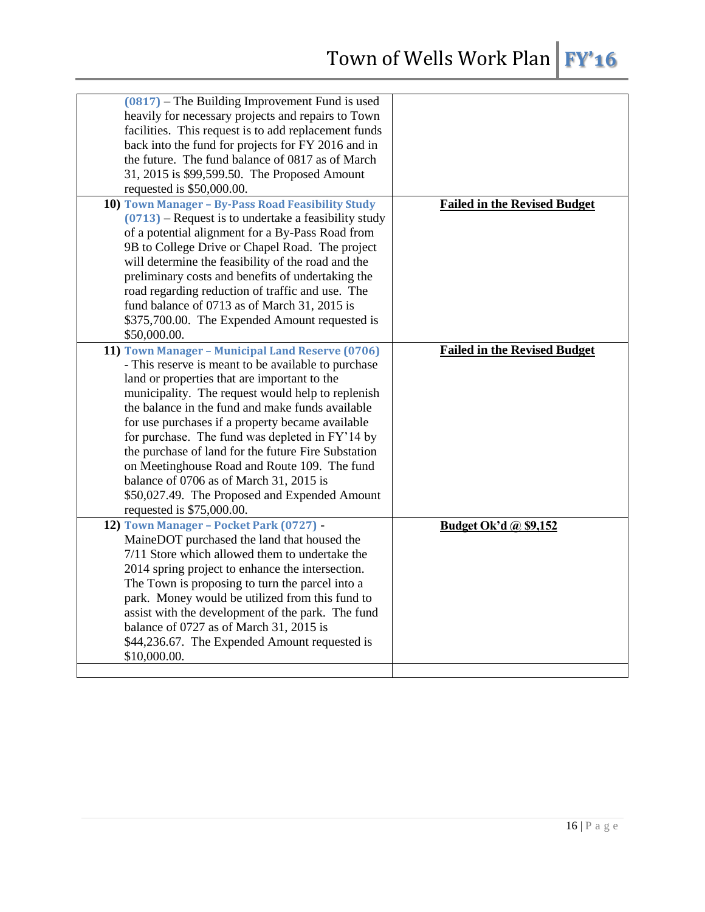| | |
|---|---|
| **(0817)** – The Building Improvement Fund is used heavily for necessary projects and repairs to Town facilities. This request is to add replacement funds back into the fund for projects for FY 2016 and in the future. The fund balance of 0817 as of March 31, 2015 is $99,599.50. The Proposed Amount requested is $50,000.00. | |
| **10) Town Manager – By-Pass Road Feasibility Study (0713)** – Request is to undertake a feasibility study of a potential alignment for a By-Pass Road from 9B to College Drive or Chapel Road. The project will determine the feasibility of the road and the preliminary costs and benefits of undertaking the road regarding reduction of traffic and use. The fund balance of 0713 as of March 31, 2015 is $375,700.00. The Expended Amount requested is $50,000.00. | **Failed in the Revised Budget** |
| **11) Town Manager – Municipal Land Reserve (0706)** - This reserve is meant to be available to purchase land or properties that are important to the municipality. The request would help to replenish the balance in the fund and make funds available for use purchases if a property became available for purchase. The fund was depleted in FY'14 by the purchase of land for the future Fire Substation on Meetinghouse Road and Route 109. The fund balance of 0706 as of March 31, 2015 is $50,027.49. The Proposed and Expended Amount requested is $75,000.00. | **Failed in the Revised Budget** |
| **12) Town Manager – Pocket Park (0727)** - MaineDOT purchased the land that housed the 7/11 Store which allowed them to undertake the 2014 spring project to enhance the intersection. The Town is proposing to turn the parcel into a park. Money would be utilized from this fund to assist with the development of the park. The fund balance of 0727 as of March 31, 2015 is $44,236.67. The Expended Amount requested is $10,000.00. | **Budget Ok'd @ $9,152** |
| | |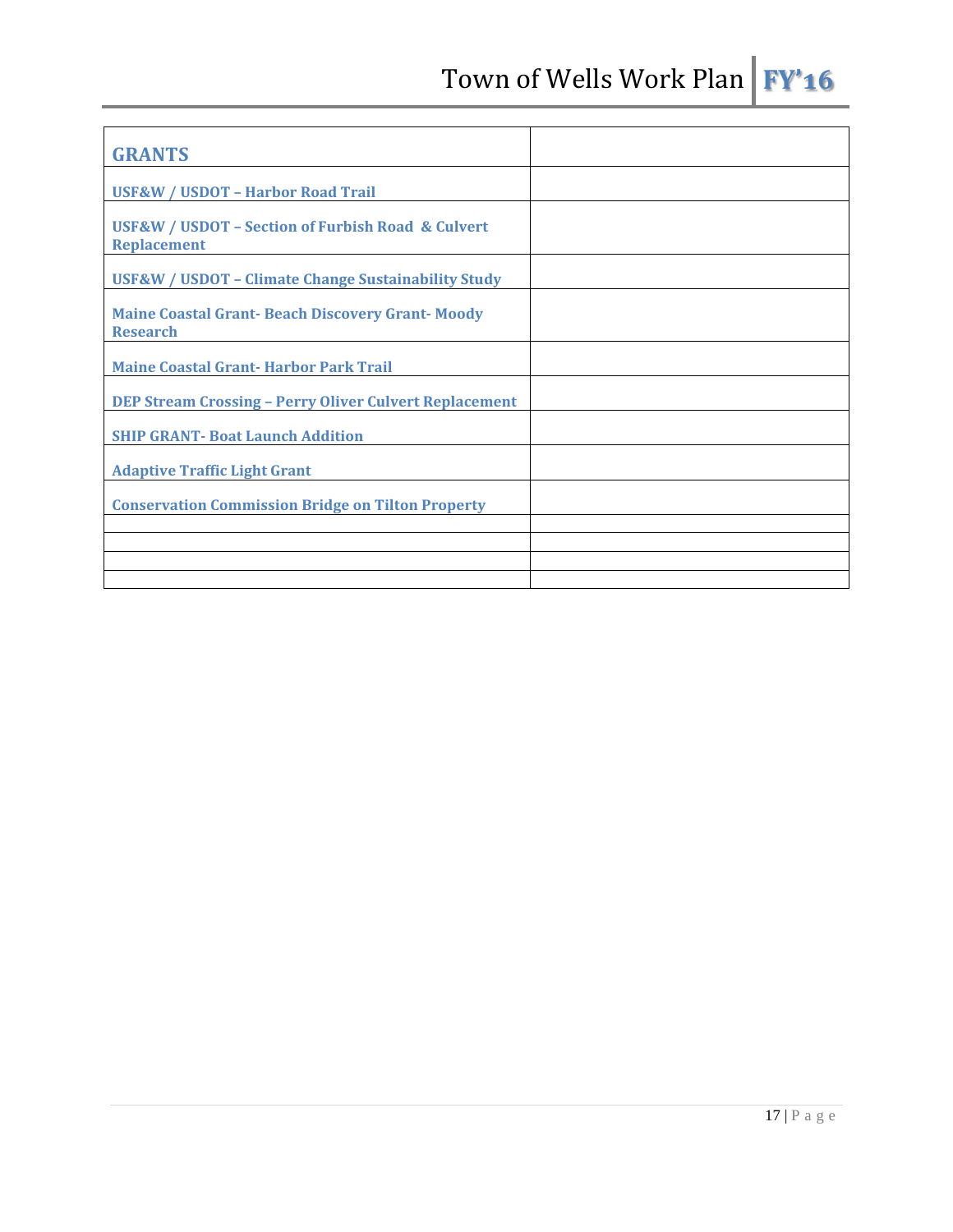| GRANTS | |
|---|---|
| USF&W / USDOT – Harbor Road Trail | |
| USF&W / USDOT – Section of Furbish Road & Culvert Replacement | |
| USF&W / USDOT – Climate Change Sustainability Study | |
| Maine Coastal Grant- Beach Discovery Grant- Moody Research | |
| Maine Coastal Grant- Harbor Park Trail | |
| DEP Stream Crossing – Perry Oliver Culvert Replacement | |
| SHIP GRANT- Boat Launch Addition | |
| Adaptive Traffic Light Grant | |
| Conservation Commission Bridge on Tilton Property | |
| | |
| | |
| | |
| | |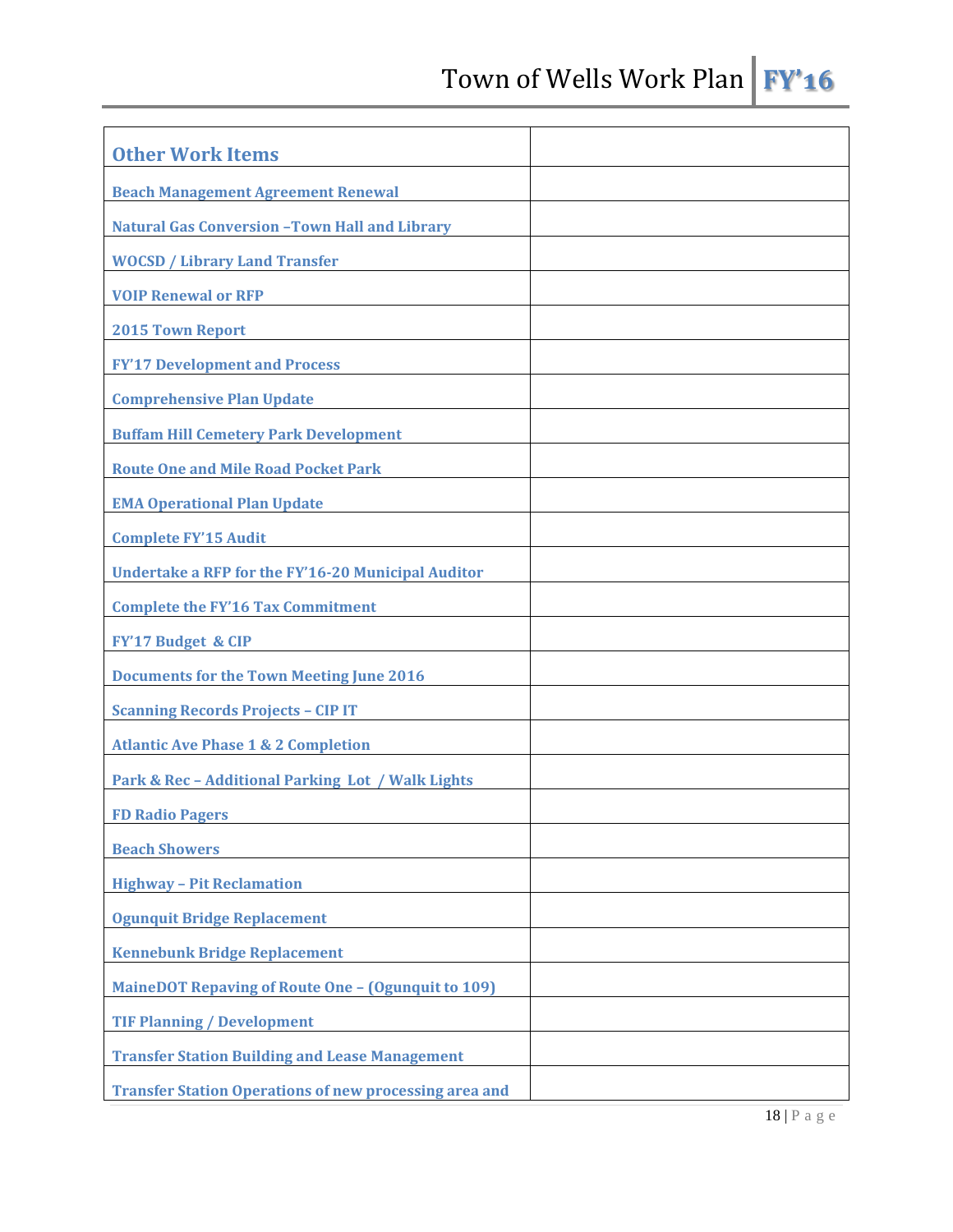| Other Work Items | |
|---|---|
| **Beach Management Agreement Renewal** | |
| **Natural Gas Conversion –Town Hall and Library** | |
| **WOCSD / Library Land Transfer** | |
| **VOIP Renewal or RFP** | |
| **2015 Town Report** | |
| **FY'17 Development and Process** | |
| **Comprehensive Plan Update** | |
| **Buffam Hill Cemetery Park Development** | |
| **Route One and Mile Road Pocket Park** | |
| **EMA Operational Plan Update** | |
| **Complete FY'15 Audit** | |
| **Undertake a RFP for the FY'16-20 Municipal Auditor** | |
| **Complete the FY'16 Tax Commitment** | |
| **FY'17 Budget & CIP** | |
| **Documents for the Town Meeting June 2016** | |
| **Scanning Records Projects – CIP IT** | |
| **Atlantic Ave Phase 1 & 2 Completion** | |
| **Park & Rec – Additional Parking Lot / Walk Lights** | |
| **FD Radio Pagers** | |
| **Beach Showers** | |
| **Highway – Pit Reclamation** | |
| **Ogunquit Bridge Replacement** | |
| **Kennebunk Bridge Replacement** | |
| **MaineDOT Repaving of Route One – (Ogunquit to 109)** | |
| **TIF Planning / Development** | |
| **Transfer Station Building and Lease Management** | |
| **Transfer Station Operations of new processing area and** | |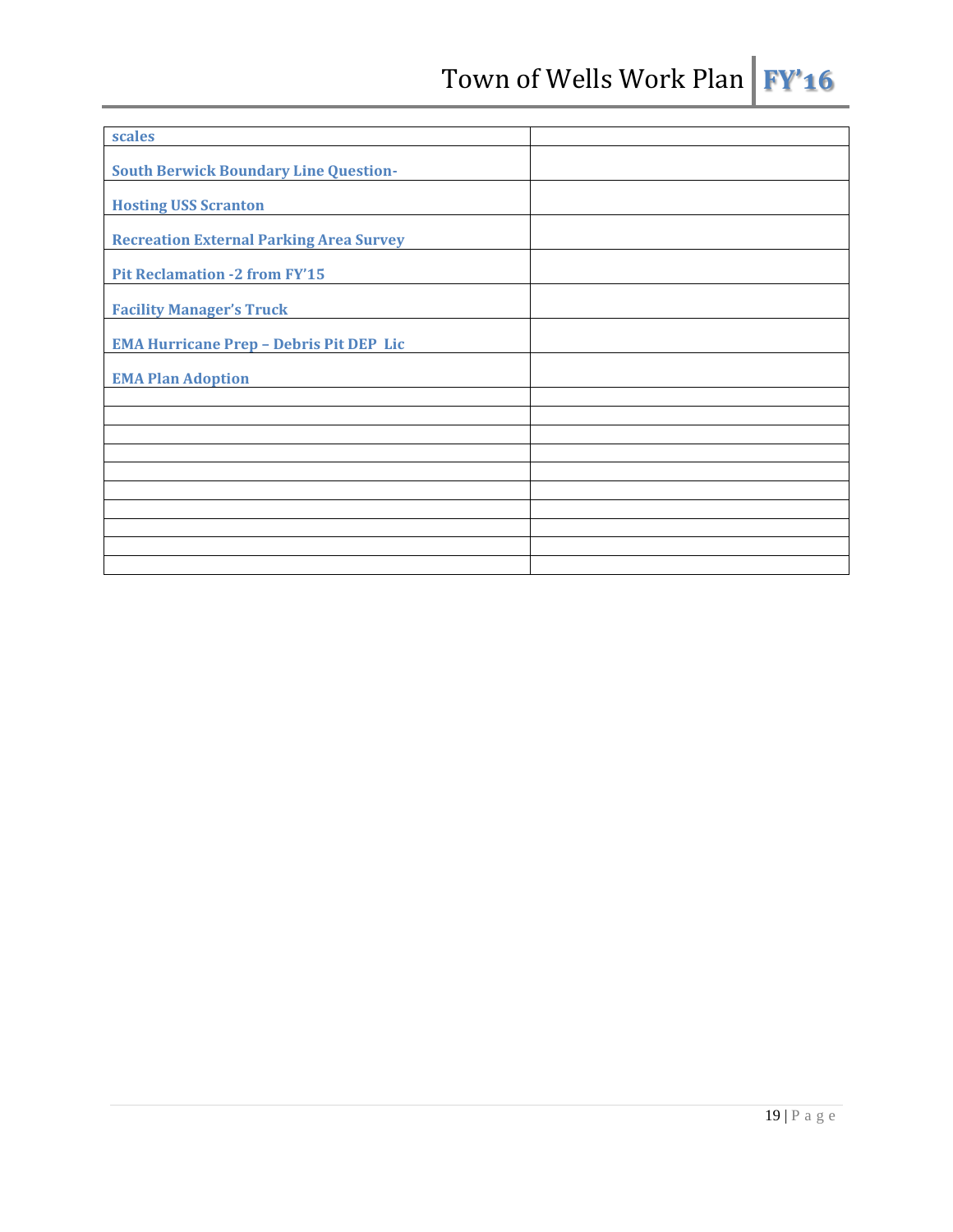| | |
|---|---|
| **scales** | |
| **South Berwick Boundary Line Question-** | |
| **Hosting USS Scranton** | |
| **Recreation External Parking Area Survey** | |
| **Pit Reclamation -2 from FY'15** | |
| **Facility Manager's Truck** | |
| **EMA Hurricane Prep – Debris Pit DEP Lic** | |
| **EMA Plan Adoption** | |
| | |
| | |
| | |
| | |
| | |
| | |
| | |
| | |
| | |
| | |